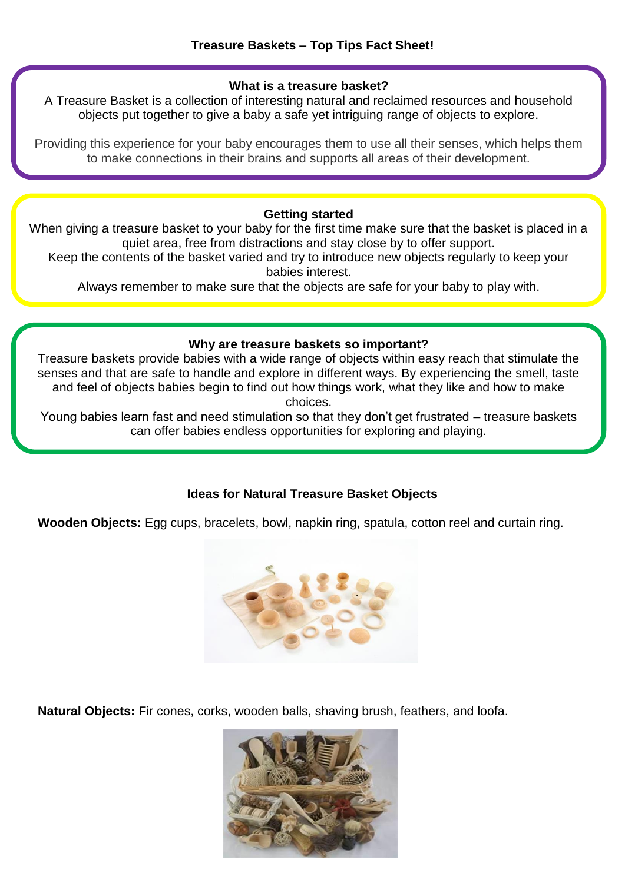# Treasure Baskets – Top Tips Fact Sheet!

## What is a treasure basket?

A Treasure Basket is a collection of interesting natural and reclaimed resources and household objects put together to give a baby a safe yet intriguing range of objects to explore.

Providing this experience for your baby encourages them to use all their senses, which helps them to make connections in their brains and supports all areas of their development.

## Getting started

When giving a treasure basket to your baby for the first time make sure that the basket is placed in a quiet area, free from distractions and stay close by to offer support.

Keep the contents of the basket varied and try to introduce new objects regularly to keep your babies interest.

Always remember to make sure that the objects are safe for your baby to play with.

## Why are treasure baskets so important?

Treasure baskets provide babies with a wide range of objects within easy reach that stimulate the senses and that are safe to handle and explore in different ways. By experiencing the smell, taste and feel of objects babies begin to find out how things work, what they like and how to make choices.

Young babies learn fast and need stimulation so that they don't get frustrated – treasure baskets can offer babies endless opportunities for exploring and playing.

## Ideas for Natural Treasure Basket Objects

**Wooden Objects:** Egg cups, bracelets, bowl, napkin ring, spatula, cotton reel and curtain ring.

**Natural Objects:** Fir cones, corks, wooden balls, shaving brush, feathers, and loofa.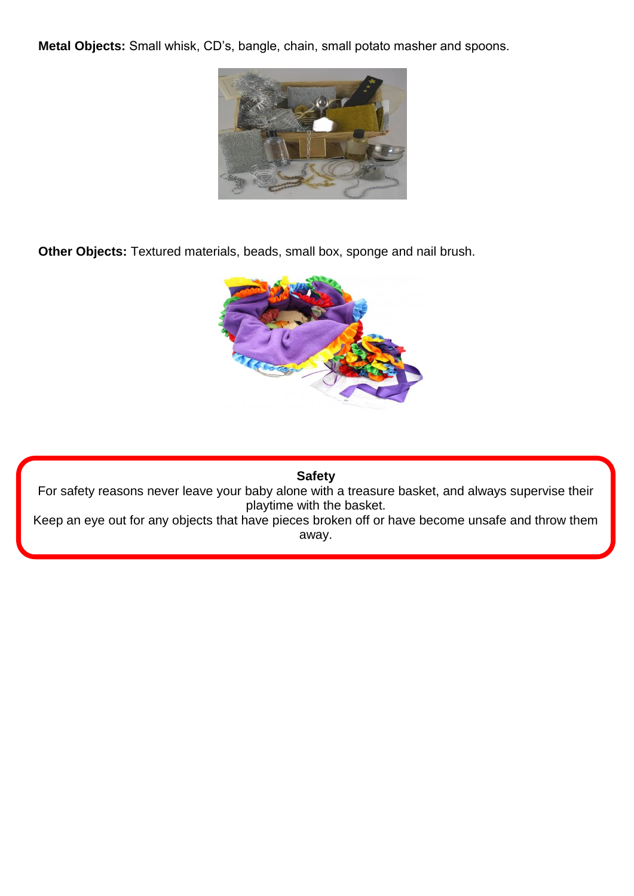**Metal Objects:** Small whisk, CD's, bangle, chain, small potato masher and spoons.

**Other Objects:** Textured materials, beads, small box, sponge and nail brush.

**Safety**

For safety reasons never leave your baby alone with a treasure basket, and always supervise their playtime with the basket.

Keep an eye out for any objects that have pieces broken off or have become unsafe and throw them away.